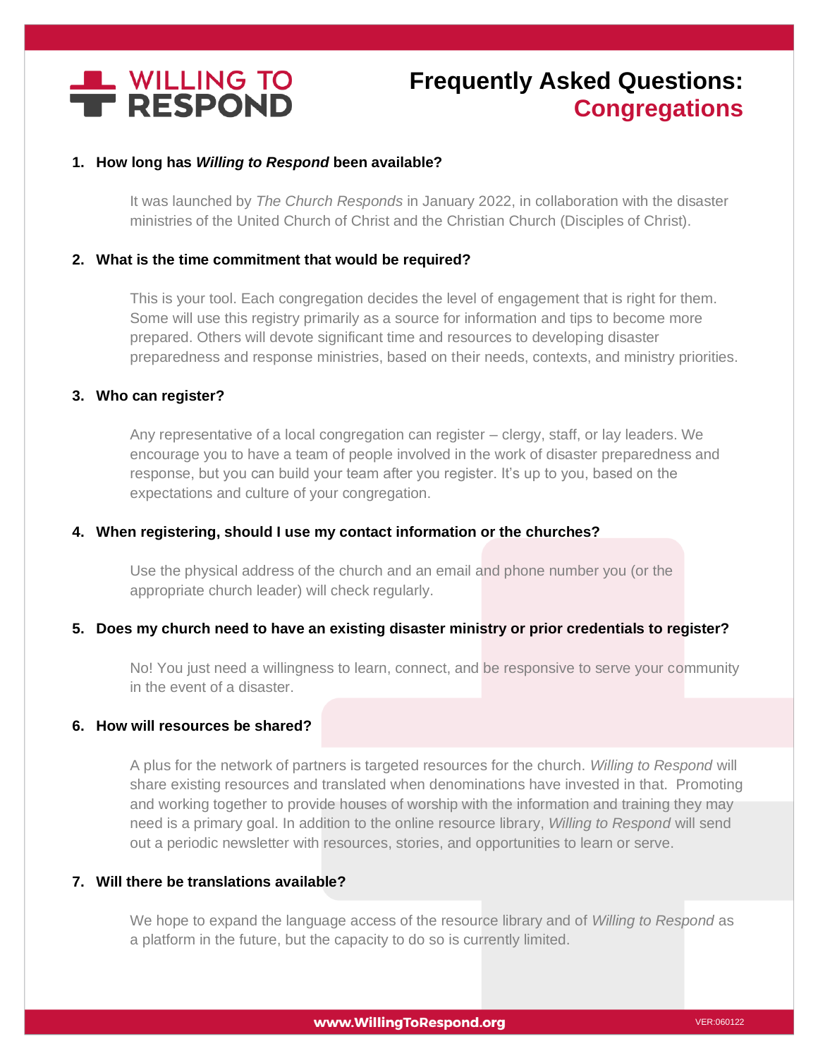# WILLING TO RESPOND

# Frequently Asked Questions: Congregations

1. **How long has *Willing to Respond* been available?**

   It was launched by *The Church Responds* in January 2022, in collaboration with the disaster ministries of the United Church of Christ and the Christian Church (Disciples of Christ).

2. **What is the time commitment that would be required?**

   This is your tool. Each congregation decides the level of engagement that is right for them. Some will use this registry primarily as a source for information and tips to become more prepared. Others will devote significant time and resources to developing disaster preparedness and response ministries, based on their needs, contexts, and ministry priorities.

3. **Who can register?**

   Any representative of a local congregation can register – clergy, staff, or lay leaders. We encourage you to have a team of people involved in the work of disaster preparedness and response, but you can build your team after you register. It's up to you, based on the expectations and culture of your congregation.

4. **When registering, should I use my contact information or the churches?**

   Use the physical address of the church and an email and phone number you (or the appropriate church leader) will check regularly.

5. **Does my church need to have an existing disaster ministry or prior credentials to register?**

   No! You just need a willingness to learn, connect, and be responsive to serve your community in the event of a disaster.

6. **How will resources be shared?**

   A plus for the network of partners is targeted resources for the church. *Willing to Respond* will share existing resources and translated when denominations have invested in that. Promoting and working together to provide houses of worship with the information and training they may need is a primary goal. In addition to the online resource library, *Willing to Respond* will send out a periodic newsletter with resources, stories, and opportunities to learn or serve.

7. **Will there be translations available?**

   We hope to expand the language access of the resource library and of *Willing to Respond* as a platform in the future, but the capacity to do so is currently limited.

www.WillingToRespond.org

VER:060122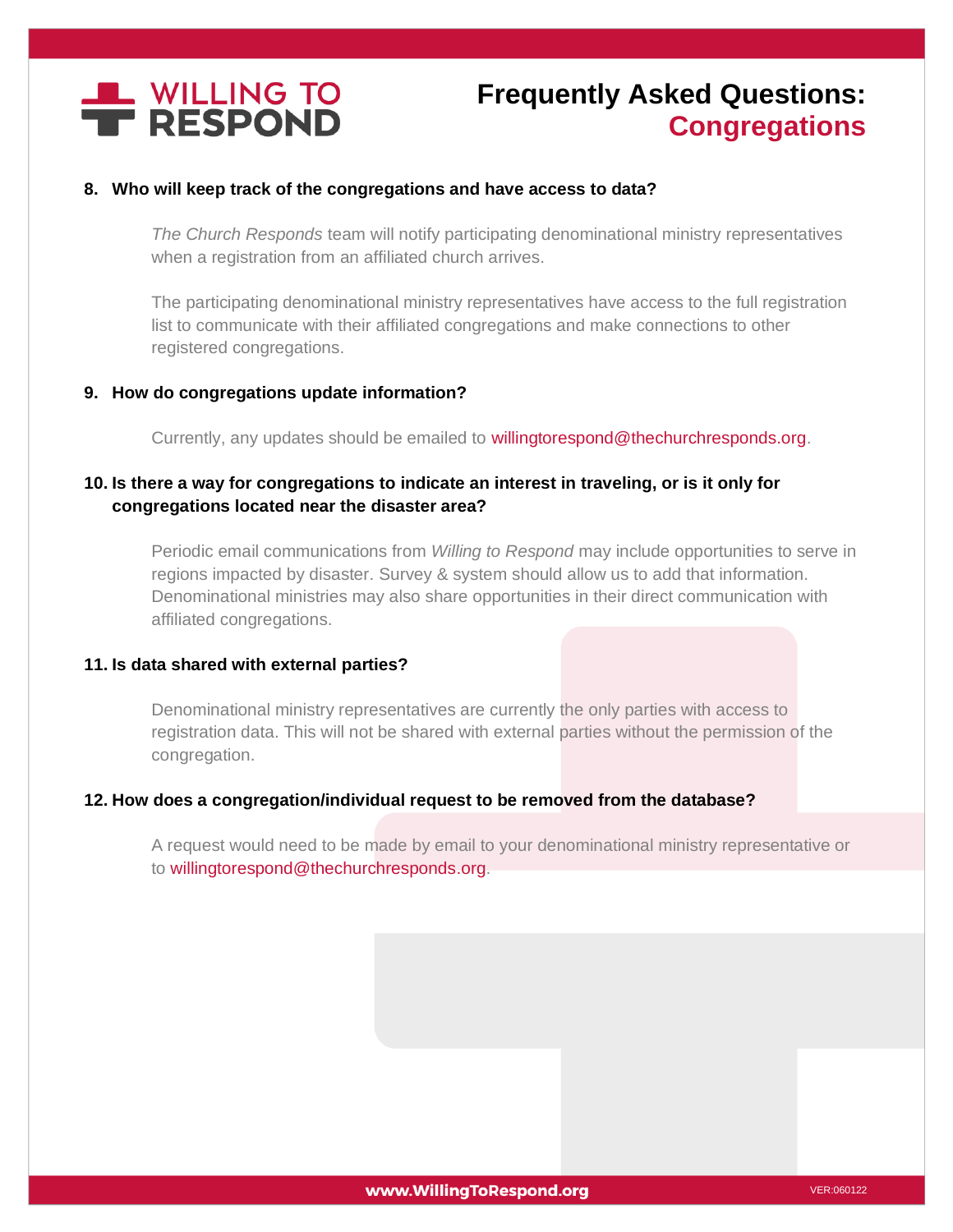# WILLING TO RESPOND

# Frequently Asked Questions: Congregations

**8. Who will keep track of the congregations and have access to data?**

*The Church Responds* team will notify participating denominational ministry representatives when a registration from an affiliated church arrives.

The participating denominational ministry representatives have access to the full registration list to communicate with their affiliated congregations and make connections to other registered congregations.

**9. How do congregations update information?**

Currently, any updates should be emailed to willingtorespond@thechurchresponds.org.

**10. Is there a way for congregations to indicate an interest in traveling, or is it only for congregations located near the disaster area?**

Periodic email communications from *Willing to Respond* may include opportunities to serve in regions impacted by disaster. Survey & system should allow us to add that information. Denominational ministries may also share opportunities in their direct communication with affiliated congregations.

**11. Is data shared with external parties?**

Denominational ministry representatives are currently the only parties with access to registration data. This will not be shared with external parties without the permission of the congregation.

**12. How does a congregation/individual request to be removed from the database?**

A request would need to be made by email to your denominational ministry representative or to willingtorespond@thechurchresponds.org.

www.WillingToRespond.org

VER:060122